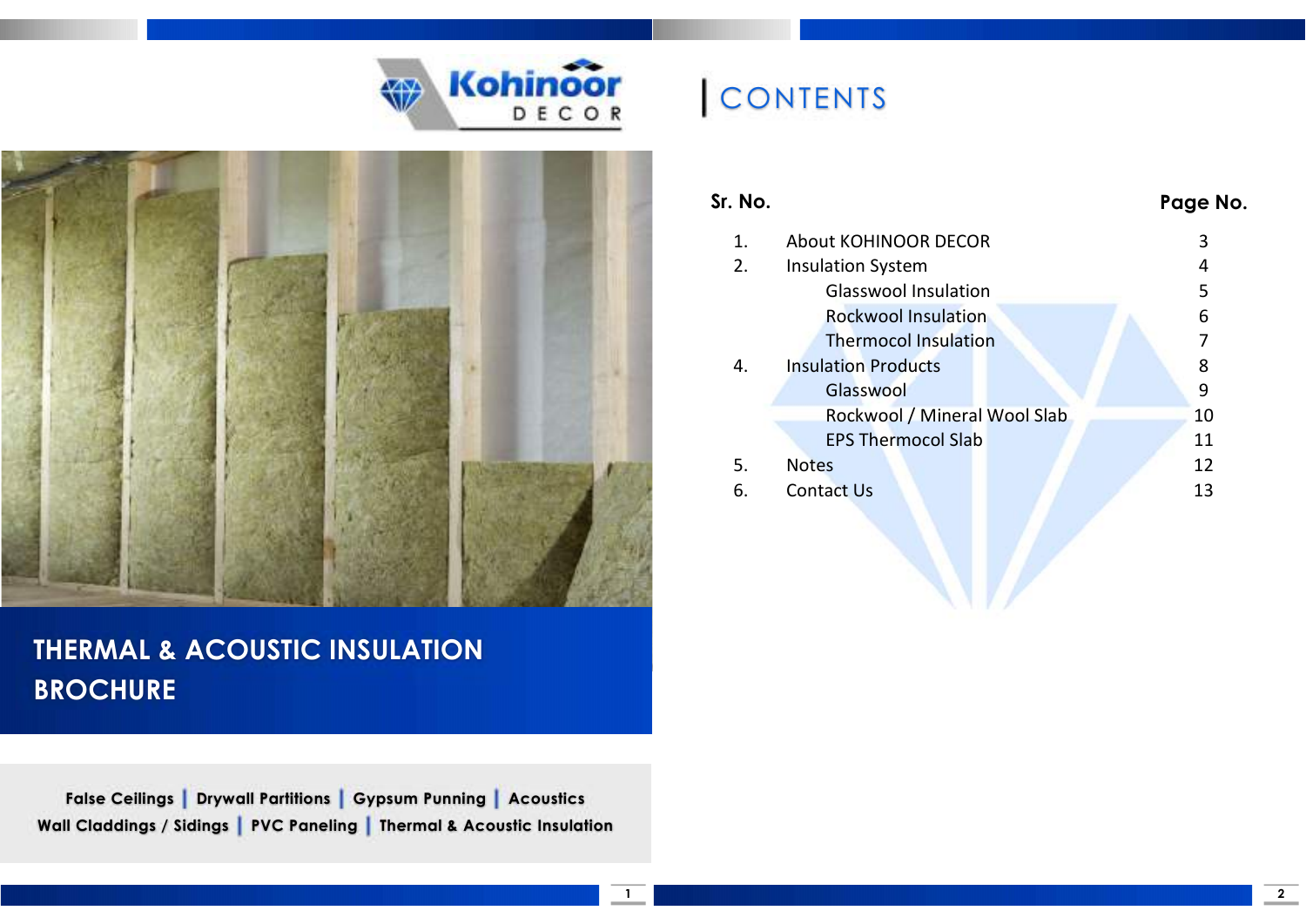Kohinoor DECOR

# THERMAL & ACOUSTIC INSULATION BROCHURE

False Ceilings | Drywall Partitions | Gypsum Punning | Acoustics
Wall Claddings / Sidings | PVC Paneling | Thermal & Acoustic Insulation

# CONTENTS

| Sr. No. | | Page No. |
|---|---|---|
| 1. | About KOHINOOR DECOR | 3 |
| 2. | Insulation System | 4 |
| | Glasswool Insulation | 5 |
| | Rockwool Insulation | 6 |
| | Thermocol Insulation | 7 |
| 4. | Insulation Products | 8 |
| | Glasswool | 9 |
| | Rockwool / Mineral Wool Slab | 10 |
| | EPS Thermocol Slab | 11 |
| 5. | Notes | 12 |
| 6. | Contact Us | 13 |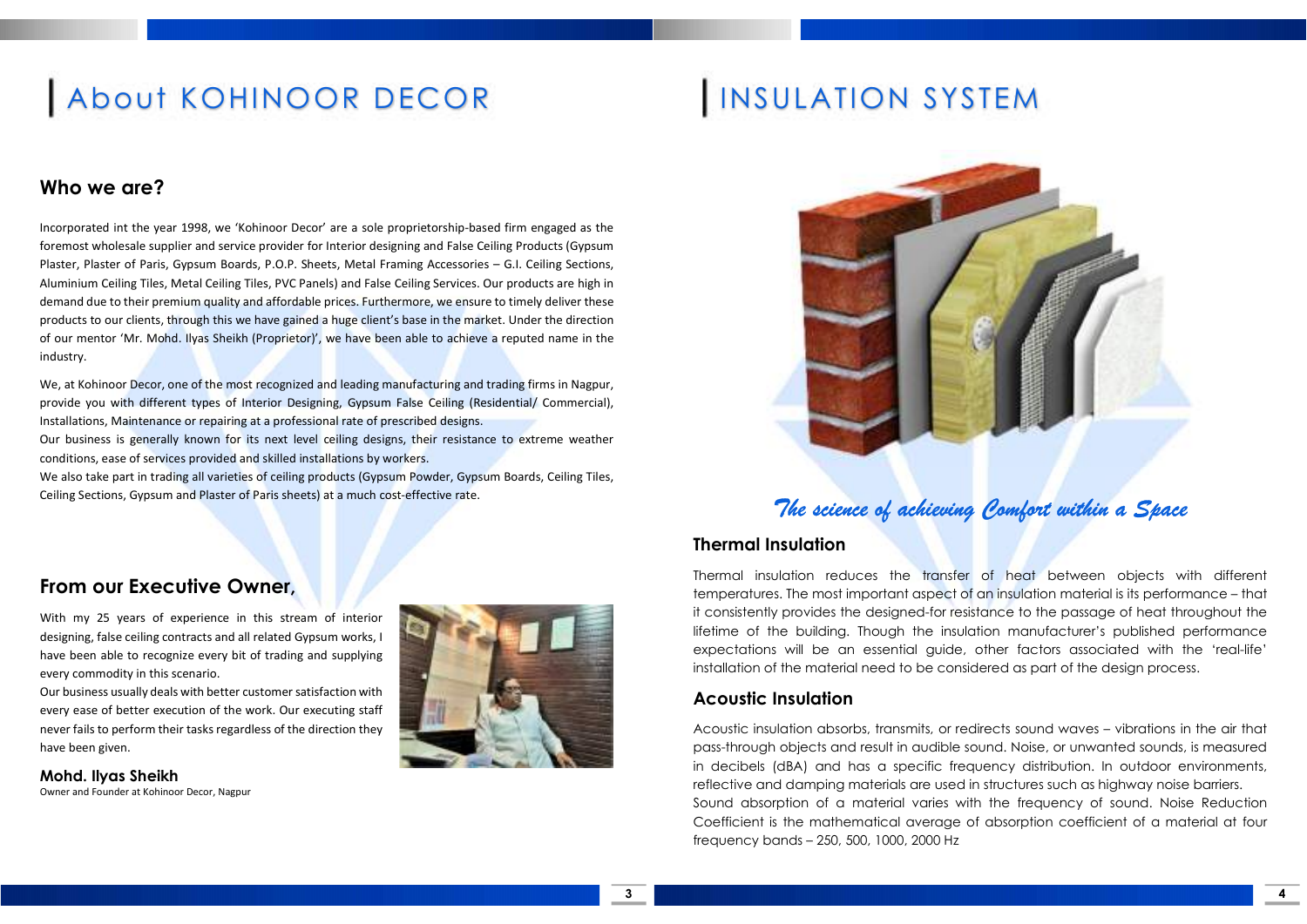# About KOHINOOR DECOR

## Who we are?

Incorporated int the year 1998, we 'Kohinoor Decor' are a sole proprietorship-based firm engaged as the foremost wholesale supplier and service provider for Interior designing and False Ceiling Products (Gypsum Plaster, Plaster of Paris, Gypsum Boards, P.O.P. Sheets, Metal Framing Accessories – G.I. Ceiling Sections, Aluminium Ceiling Tiles, Metal Ceiling Tiles, PVC Panels) and False Ceiling Services. Our products are high in demand due to their premium quality and affordable prices. Furthermore, we ensure to timely deliver these products to our clients, through this we have gained a huge client's base in the market. Under the direction of our mentor 'Mr. Mohd. Ilyas Sheikh (Proprietor)', we have been able to achieve a reputed name in the industry.

We, at Kohinoor Decor, one of the most recognized and leading manufacturing and trading firms in Nagpur, provide you with different types of Interior Designing, Gypsum False Ceiling (Residential/ Commercial), Installations, Maintenance or repairing at a professional rate of prescribed designs.

Our business is generally known for its next level ceiling designs, their resistance to extreme weather conditions, ease of services provided and skilled installations by workers.

We also take part in trading all varieties of ceiling products (Gypsum Powder, Gypsum Boards, Ceiling Tiles, Ceiling Sections, Gypsum and Plaster of Paris sheets) at a much cost-effective rate.

## From our Executive Owner,

With my 25 years of experience in this stream of interior designing, false ceiling contracts and all related Gypsum works, I have been able to recognize every bit of trading and supplying every commodity in this scenario.

Our business usually deals with better customer satisfaction with every ease of better execution of the work. Our executing staff never fails to perform their tasks regardless of the direction they have been given.

**Mohd. Ilyas Sheikh**
Owner and Founder at Kohinoor Decor, Nagpur

# INSULATION SYSTEM

*The science of achieving Comfort within a Space*

## Thermal Insulation

Thermal insulation reduces the transfer of heat between objects with different temperatures. The most important aspect of an insulation material is its performance – that it consistently provides the designed-for resistance to the passage of heat throughout the lifetime of the building. Though the insulation manufacturer's published performance expectations will be an essential guide, other factors associated with the 'real-life' installation of the material need to be considered as part of the design process.

## Acoustic Insulation

Acoustic insulation absorbs, transmits, or redirects sound waves – vibrations in the air that pass-through objects and result in audible sound. Noise, or unwanted sounds, is measured in decibels (dBA) and has a specific frequency distribution. In outdoor environments, reflective and damping materials are used in structures such as highway noise barriers.

Sound absorption of a material varies with the frequency of sound. Noise Reduction Coefficient is the mathematical average of absorption coefficient of a material at four frequency bands – 250, 500, 1000, 2000 Hz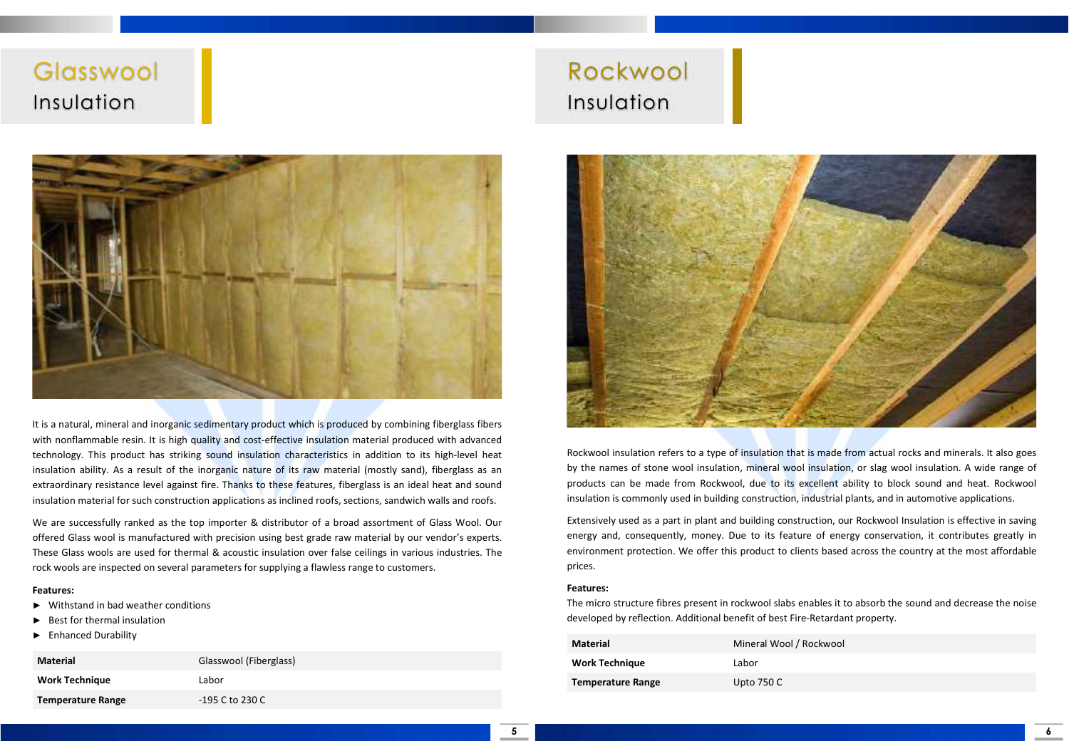# Glasswool Insulation

It is a natural, mineral and inorganic sedimentary product which is produced by combining fiberglass fibers with nonflammable resin. It is high quality and cost-effective insulation material produced with advanced technology. This product has striking sound insulation characteristics in addition to its high-level heat insulation ability. As a result of the inorganic nature of its raw material (mostly sand), fiberglass as an extraordinary resistance level against fire. Thanks to these features, fiberglass is an ideal heat and sound insulation material for such construction applications as inclined roofs, sections, sandwich walls and roofs.

We are successfully ranked as the top importer & distributor of a broad assortment of Glass Wool. Our offered Glass wool is manufactured with precision using best grade raw material by our vendor's experts. These Glass wools are used for thermal & acoustic insulation over false ceilings in various industries. The rock wools are inspected on several parameters for supplying a flawless range to customers.

**Features:**

- Withstand in bad weather conditions
- Best for thermal insulation
- Enhanced Durability

| | |
|---|---|
| **Material** | Glasswool (Fiberglass) |
| **Work Technique** | Labor |
| **Temperature Range** | -195 C to 230 C |

# Rockwool Insulation

Rockwool insulation refers to a type of insulation that is made from actual rocks and minerals. It also goes by the names of stone wool insulation, mineral wool insulation, or slag wool insulation. A wide range of products can be made from Rockwool, due to its excellent ability to block sound and heat. Rockwool insulation is commonly used in building construction, industrial plants, and in automotive applications.

Extensively used as a part in plant and building construction, our Rockwool Insulation is effective in saving energy and, consequently, money. Due to its feature of energy conservation, it contributes greatly in environment protection. We offer this product to clients based across the country at the most affordable prices.

**Features:**

The micro structure fibres present in rockwool slabs enables it to absorb the sound and decrease the noise developed by reflection. Additional benefit of best Fire-Retardant property.

| | |
|---|---|
| **Material** | Mineral Wool / Rockwool |
| **Work Technique** | Labor |
| **Temperature Range** | Upto 750 C |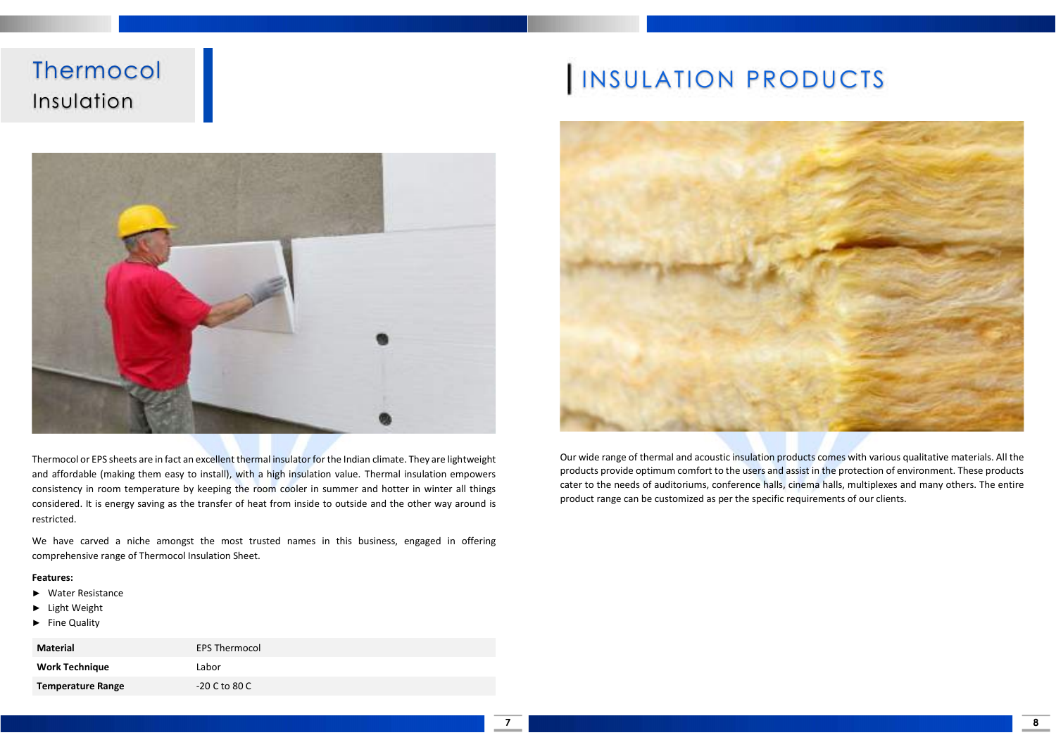# Thermocol Insulation

Thermocol or EPS sheets are in fact an excellent thermal insulator for the Indian climate. They are lightweight and affordable (making them easy to install), with a high insulation value. Thermal insulation empowers consistency in room temperature by keeping the room cooler in summer and hotter in winter all things considered. It is energy saving as the transfer of heat from inside to outside and the other way around is restricted.

We have carved a niche amongst the most trusted names in this business, engaged in offering comprehensive range of Thermocol Insulation Sheet.

**Features:**

- ► Water Resistance
- ► Light Weight
- ► Fine Quality

| | |
|---|---|
| **Material** | EPS Thermocol |
| **Work Technique** | Labor |
| **Temperature Range** | -20 C to 80 C |

# INSULATION PRODUCTS

Our wide range of thermal and acoustic insulation products comes with various qualitative materials. All the products provide optimum comfort to the users and assist in the protection of environment. These products cater to the needs of auditoriums, conference halls, cinema halls, multiplexes and many others. The entire product range can be customized as per the specific requirements of our clients.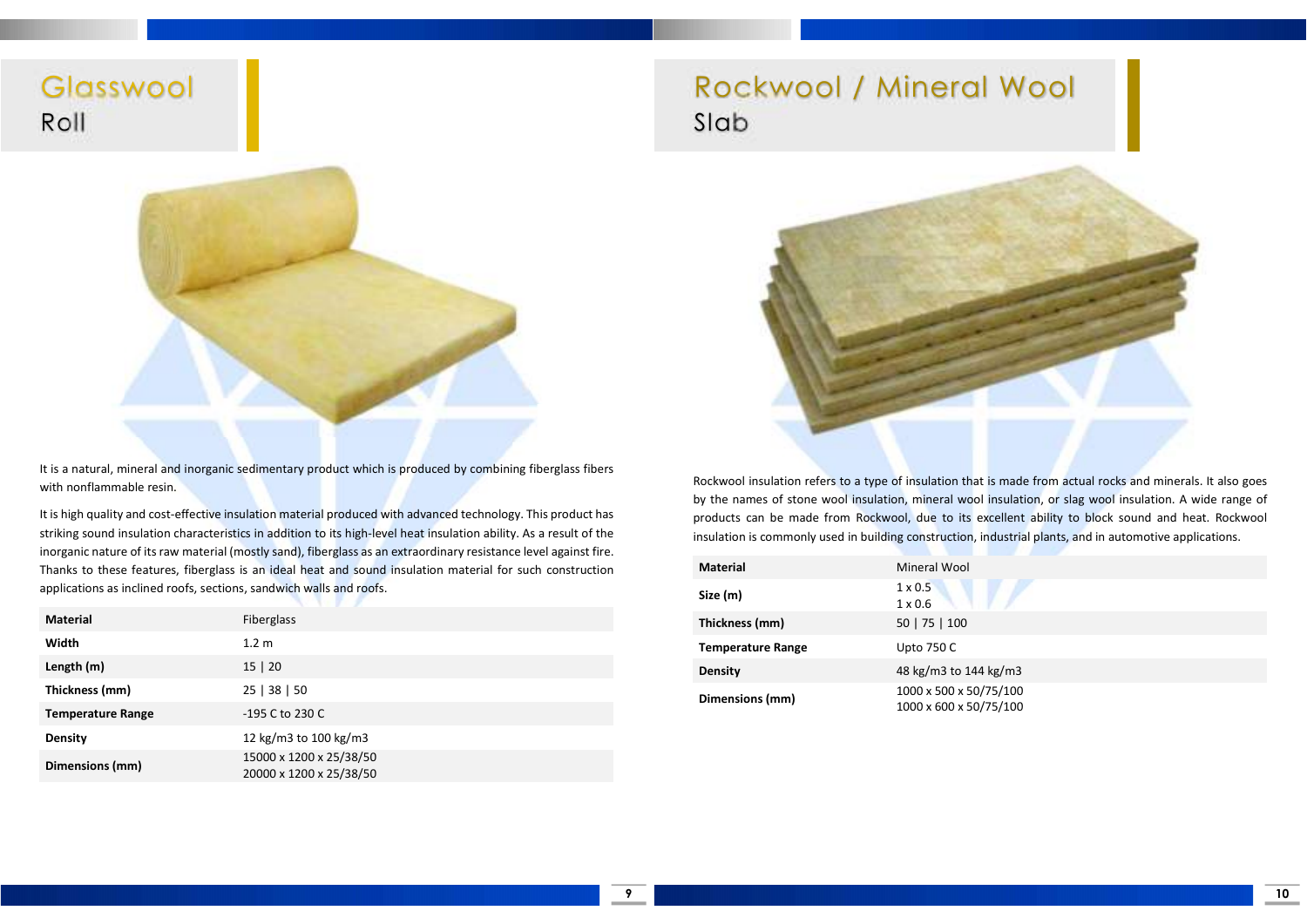# Glasswool
## Roll

It is a natural, mineral and inorganic sedimentary product which is produced by combining fiberglass fibers with nonflammable resin.

It is high quality and cost-effective insulation material produced with advanced technology. This product has striking sound insulation characteristics in addition to its high-level heat insulation ability. As a result of the inorganic nature of its raw material (mostly sand), fiberglass as an extraordinary resistance level against fire. Thanks to these features, fiberglass is an ideal heat and sound insulation material for such construction applications as inclined roofs, sections, sandwich walls and roofs.

| | |
|---|---|
| **Material** | Fiberglass |
| **Width** | 1.2 m |
| **Length (m)** | 15 \| 20 |
| **Thickness (mm)** | 25 \| 38 \| 50 |
| **Temperature Range** | -195 C to 230 C |
| **Density** | 12 kg/m3 to 100 kg/m3 |
| **Dimensions (mm)** | 15000 x 1200 x 25/38/50<br>20000 x 1200 x 25/38/50 |

# Rockwool / Mineral Wool
## Slab

Rockwool insulation refers to a type of insulation that is made from actual rocks and minerals. It also goes by the names of stone wool insulation, mineral wool insulation, or slag wool insulation. A wide range of products can be made from Rockwool, due to its excellent ability to block sound and heat. Rockwool insulation is commonly used in building construction, industrial plants, and in automotive applications.

| | |
|---|---|
| **Material** | Mineral Wool |
| **Size (m)** | 1 x 0.5<br>1 x 0.6 |
| **Thickness (mm)** | 50 \| 75 \| 100 |
| **Temperature Range** | Upto 750 C |
| **Density** | 48 kg/m3 to 144 kg/m3 |
| **Dimensions (mm)** | 1000 x 500 x 50/75/100<br>1000 x 600 x 50/75/100 |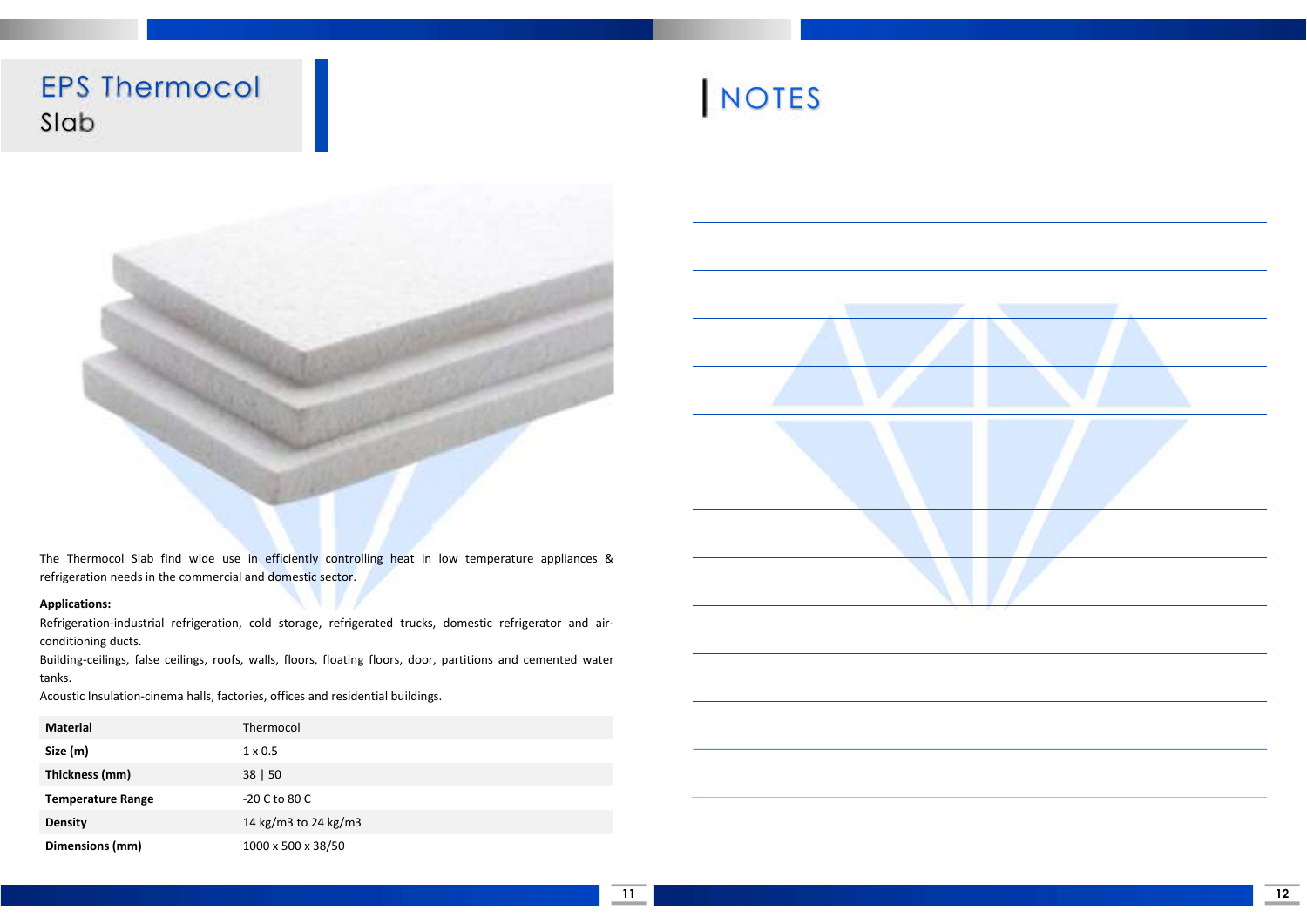# EPS Thermocol Slab

The Thermocol Slab find wide use in efficiently controlling heat in low temperature appliances & refrigeration needs in the commercial and domestic sector.

**Applications:**

Refrigeration-industrial refrigeration, cold storage, refrigerated trucks, domestic refrigerator and air-conditioning ducts.

Building-ceilings, false ceilings, roofs, walls, floors, floating floors, door, partitions and cemented water tanks.

Acoustic Insulation-cinema halls, factories, offices and residential buildings.

| **Material** | Thermocol |
|---|---|
| **Size (m)** | 1 x 0.5 |
| **Thickness (mm)** | 38 \| 50 |
| **Temperature Range** | -20 C to 80 C |
| **Density** | 14 kg/m3 to 24 kg/m3 |
| **Dimensions (mm)** | 1000 x 500 x 38/50 |

# NOTES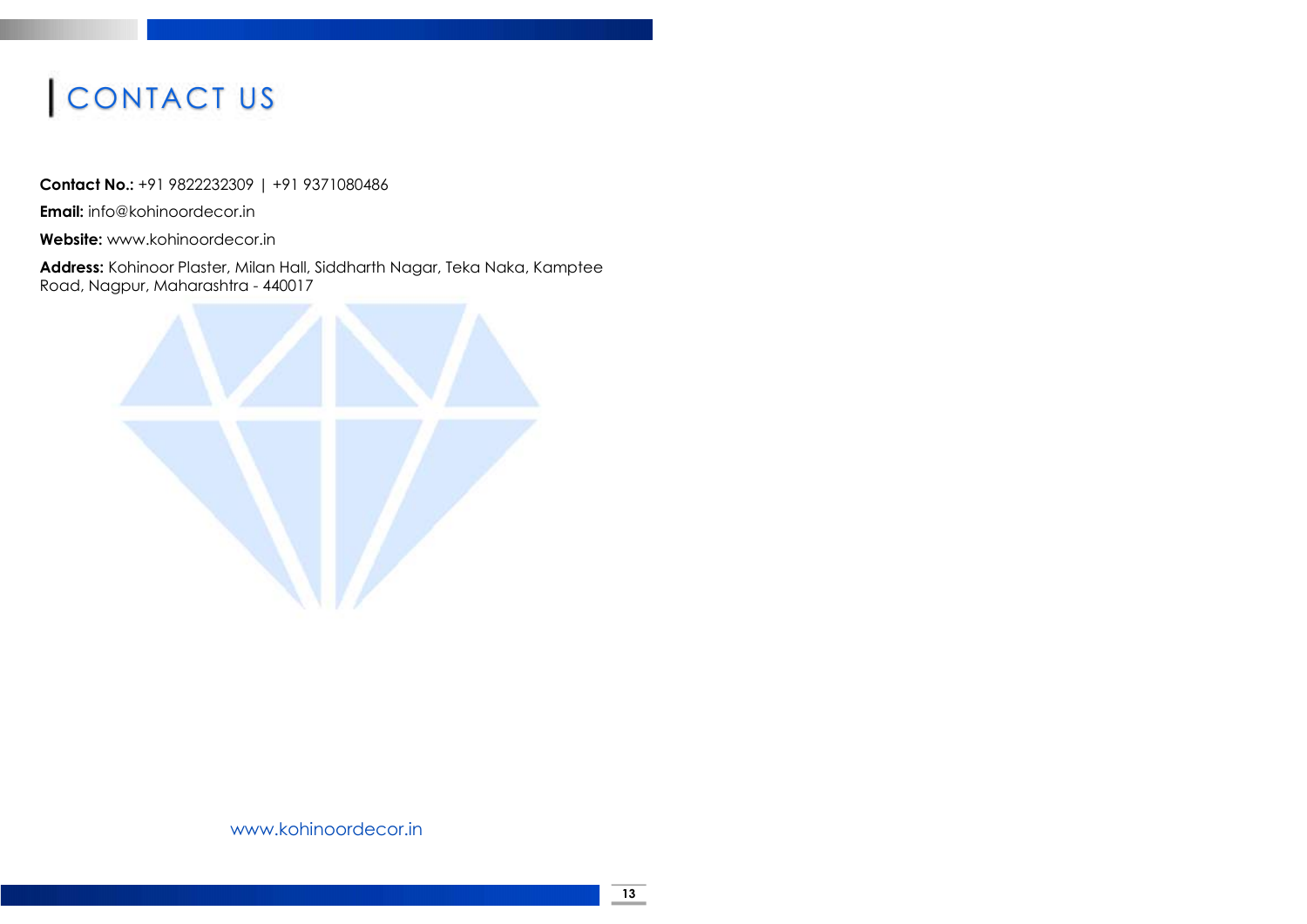# CONTACT US

**Contact No.:** +91 9822232309 | +91 9371080486

**Email:** info@kohinoordecor.in

**Website:** www.kohinoordecor.in

**Address:** Kohinoor Plaster, Milan Hall, Siddharth Nagar, Teka Naka, Kamptee Road, Nagpur, Maharashtra - 440017

www.kohinoordecor.in